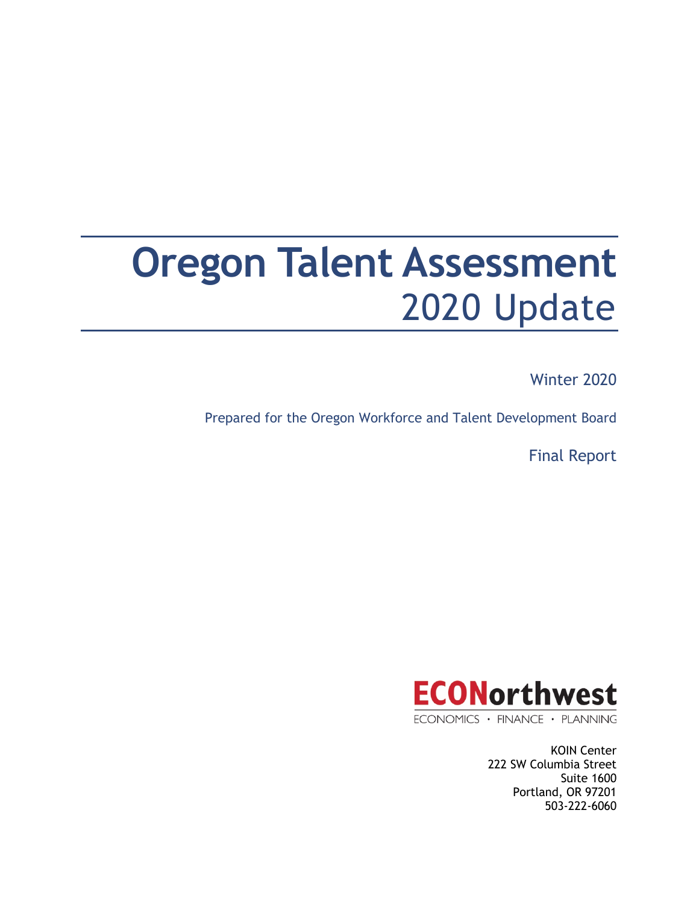# Oregon Talent Assessment
## 2020 Update

Winter 2020

Prepared for the Oregon Workforce and Talent Development Board

Final Report

ECONorthwest

ECONOMICS • FINANCE • PLANNING

KOIN Center
222 SW Columbia Street
Suite 1600
Portland, OR 97201
503-222-6060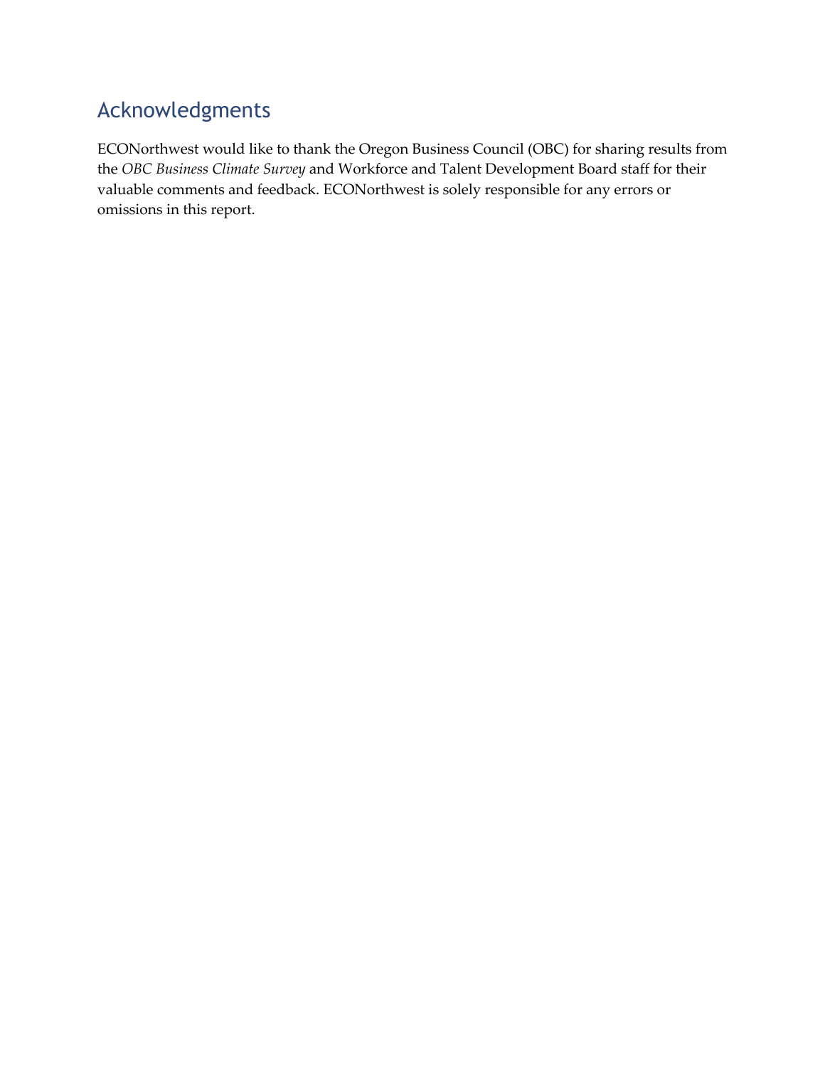## Acknowledgments

ECONorthwest would like to thank the Oregon Business Council (OBC) for sharing results from the *OBC Business Climate Survey* and Workforce and Talent Development Board staff for their valuable comments and feedback. ECONorthwest is solely responsible for any errors or omissions in this report.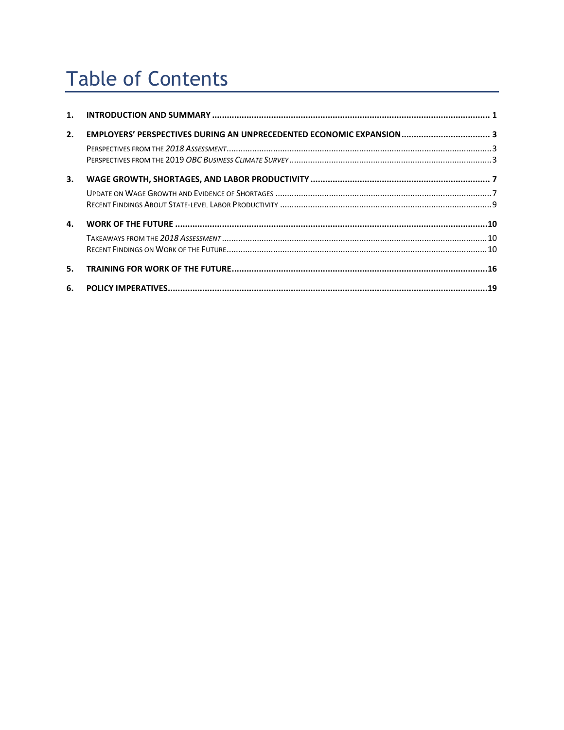# Table of Contents

1. **INTRODUCTION AND SUMMARY** ........ 1
2. **EMPLOYERS' PERSPECTIVES DURING AN UNPRECEDENTED ECONOMIC EXPANSION** ........ 3
   - Perspectives from the *2018 Assessment* ........ 3
   - Perspectives from the 2019 *OBC Business Climate Survey* ........ 3
3. **WAGE GROWTH, SHORTAGES, AND LABOR PRODUCTIVITY** ........ 7
   - Update on Wage Growth and Evidence of Shortages ........ 7
   - Recent Findings About State-level Labor Productivity ........ 9
4. **WORK OF THE FUTURE** ........ 10
   - Takeaways from the *2018 Assessment* ........ 10
   - Recent Findings on Work of the Future ........ 10
5. **TRAINING FOR WORK OF THE FUTURE** ........ 16
6. **POLICY IMPERATIVES** ........ 19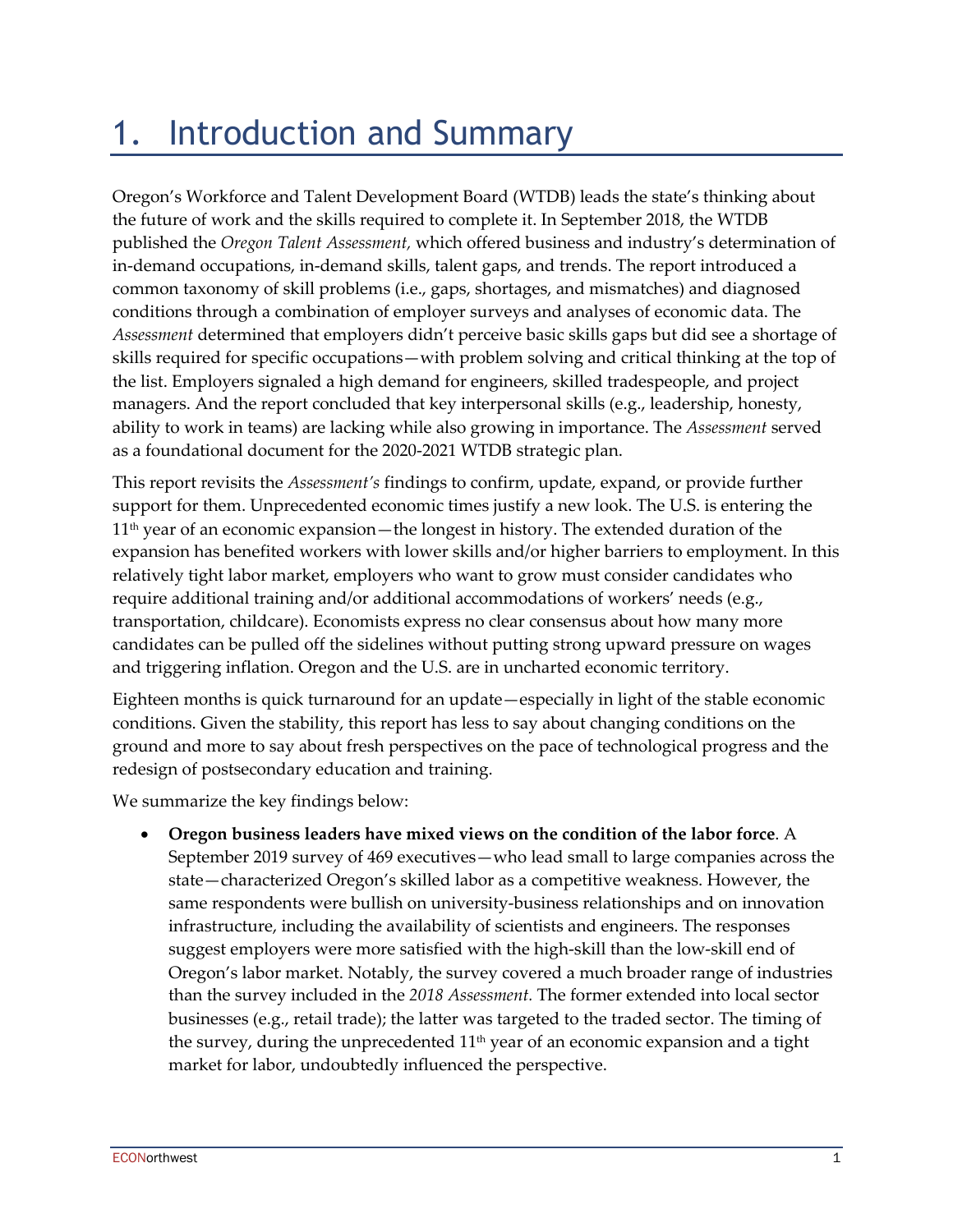# 1. Introduction and Summary

Oregon's Workforce and Talent Development Board (WTDB) leads the state's thinking about the future of work and the skills required to complete it. In September 2018, the WTDB published the *Oregon Talent Assessment,* which offered business and industry's determination of in-demand occupations, in-demand skills, talent gaps, and trends. The report introduced a common taxonomy of skill problems (i.e., gaps, shortages, and mismatches) and diagnosed conditions through a combination of employer surveys and analyses of economic data. The *Assessment* determined that employers didn't perceive basic skills gaps but did see a shortage of skills required for specific occupations—with problem solving and critical thinking at the top of the list. Employers signaled a high demand for engineers, skilled tradespeople, and project managers. And the report concluded that key interpersonal skills (e.g., leadership, honesty, ability to work in teams) are lacking while also growing in importance. The *Assessment* served as a foundational document for the 2020-2021 WTDB strategic plan.

This report revisits the *Assessment's* findings to confirm, update, expand, or provide further support for them. Unprecedented economic times justify a new look. The U.S. is entering the 11th year of an economic expansion—the longest in history. The extended duration of the expansion has benefited workers with lower skills and/or higher barriers to employment. In this relatively tight labor market, employers who want to grow must consider candidates who require additional training and/or additional accommodations of workers' needs (e.g., transportation, childcare). Economists express no clear consensus about how many more candidates can be pulled off the sidelines without putting strong upward pressure on wages and triggering inflation. Oregon and the U.S. are in uncharted economic territory.

Eighteen months is quick turnaround for an update—especially in light of the stable economic conditions. Given the stability, this report has less to say about changing conditions on the ground and more to say about fresh perspectives on the pace of technological progress and the redesign of postsecondary education and training.

We summarize the key findings below:

- **Oregon business leaders have mixed views on the condition of the labor force**. A September 2019 survey of 469 executives—who lead small to large companies across the state—characterized Oregon's skilled labor as a competitive weakness. However, the same respondents were bullish on university-business relationships and on innovation infrastructure, including the availability of scientists and engineers. The responses suggest employers were more satisfied with the high-skill than the low-skill end of Oregon's labor market. Notably, the survey covered a much broader range of industries than the survey included in the *2018 Assessment.* The former extended into local sector businesses (e.g., retail trade); the latter was targeted to the traded sector. The timing of the survey, during the unprecedented 11th year of an economic expansion and a tight market for labor, undoubtedly influenced the perspective.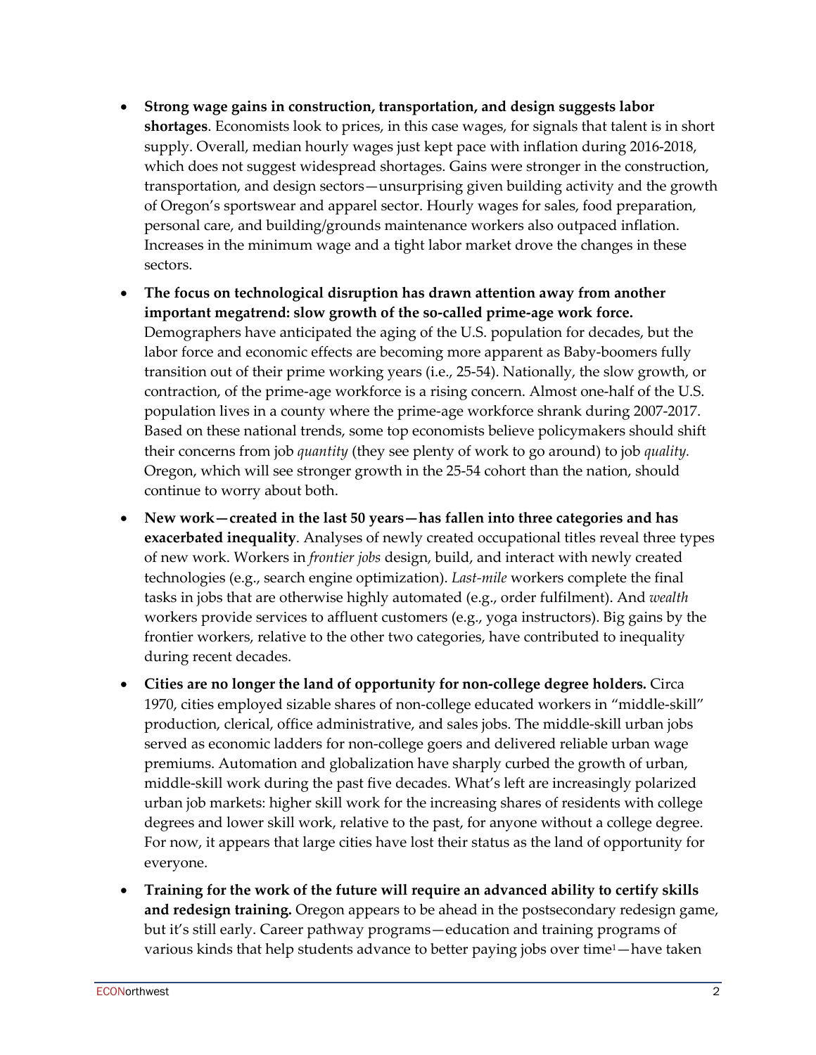- **Strong wage gains in construction, transportation, and design suggests labor shortages**. Economists look to prices, in this case wages, for signals that talent is in short supply. Overall, median hourly wages just kept pace with inflation during 2016-2018, which does not suggest widespread shortages. Gains were stronger in the construction, transportation, and design sectors—unsurprising given building activity and the growth of Oregon's sportswear and apparel sector. Hourly wages for sales, food preparation, personal care, and building/grounds maintenance workers also outpaced inflation. Increases in the minimum wage and a tight labor market drove the changes in these sectors.

- **The focus on technological disruption has drawn attention away from another important megatrend: slow growth of the so-called prime-age work force.** Demographers have anticipated the aging of the U.S. population for decades, but the labor force and economic effects are becoming more apparent as Baby-boomers fully transition out of their prime working years (i.e., 25-54). Nationally, the slow growth, or contraction, of the prime-age workforce is a rising concern. Almost one-half of the U.S. population lives in a county where the prime-age workforce shrank during 2007-2017. Based on these national trends, some top economists believe policymakers should shift their concerns from job *quantity* (they see plenty of work to go around) to job *quality.* Oregon, which will see stronger growth in the 25-54 cohort than the nation, should continue to worry about both.

- **New work—created in the last 50 years—has fallen into three categories and has exacerbated inequality**. Analyses of newly created occupational titles reveal three types of new work. Workers in *frontier jobs* design, build, and interact with newly created technologies (e.g., search engine optimization). *Last-mile* workers complete the final tasks in jobs that are otherwise highly automated (e.g., order fulfilment). And *wealth* workers provide services to affluent customers (e.g., yoga instructors). Big gains by the frontier workers, relative to the other two categories, have contributed to inequality during recent decades.

- **Cities are no longer the land of opportunity for non-college degree holders.** Circa 1970, cities employed sizable shares of non-college educated workers in "middle-skill" production, clerical, office administrative, and sales jobs. The middle-skill urban jobs served as economic ladders for non-college goers and delivered reliable urban wage premiums. Automation and globalization have sharply curbed the growth of urban, middle-skill work during the past five decades. What's left are increasingly polarized urban job markets: higher skill work for the increasing shares of residents with college degrees and lower skill work, relative to the past, for anyone without a college degree. For now, it appears that large cities have lost their status as the land of opportunity for everyone.

- **Training for the work of the future will require an advanced ability to certify skills and redesign training.** Oregon appears to be ahead in the postsecondary redesign game, but it's still early. Career pathway programs—education and training programs of various kinds that help students advance to better paying jobs over time[1]—have taken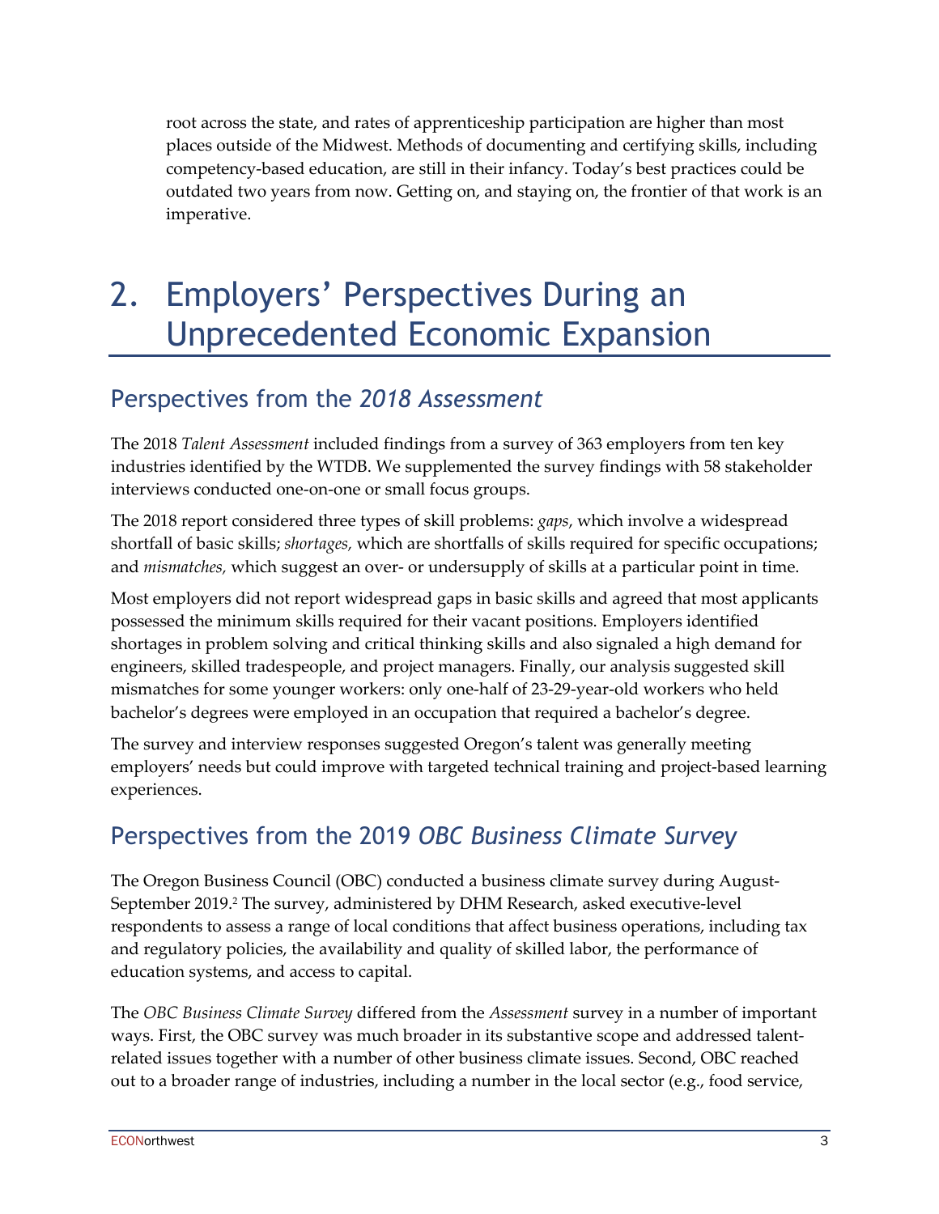root across the state, and rates of apprenticeship participation are higher than most places outside of the Midwest. Methods of documenting and certifying skills, including competency-based education, are still in their infancy. Today's best practices could be outdated two years from now. Getting on, and staying on, the frontier of that work is an imperative.

# 2. Employers' Perspectives During an Unprecedented Economic Expansion

## Perspectives from the *2018 Assessment*

The 2018 *Talent Assessment* included findings from a survey of 363 employers from ten key industries identified by the WTDB. We supplemented the survey findings with 58 stakeholder interviews conducted one-on-one or small focus groups.

The 2018 report considered three types of skill problems: *gaps*, which involve a widespread shortfall of basic skills; *shortages,* which are shortfalls of skills required for specific occupations; and *mismatches,* which suggest an over- or undersupply of skills at a particular point in time.

Most employers did not report widespread gaps in basic skills and agreed that most applicants possessed the minimum skills required for their vacant positions. Employers identified shortages in problem solving and critical thinking skills and also signaled a high demand for engineers, skilled tradespeople, and project managers. Finally, our analysis suggested skill mismatches for some younger workers: only one-half of 23-29-year-old workers who held bachelor's degrees were employed in an occupation that required a bachelor's degree.

The survey and interview responses suggested Oregon's talent was generally meeting employers' needs but could improve with targeted technical training and project-based learning experiences.

## Perspectives from the 2019 *OBC Business Climate Survey*

The Oregon Business Council (OBC) conducted a business climate survey during August-September 2019.[2] The survey, administered by DHM Research, asked executive-level respondents to assess a range of local conditions that affect business operations, including tax and regulatory policies, the availability and quality of skilled labor, the performance of education systems, and access to capital.

The *OBC Business Climate Survey* differed from the *Assessment* survey in a number of important ways. First, the OBC survey was much broader in its substantive scope and addressed talent-related issues together with a number of other business climate issues. Second, OBC reached out to a broader range of industries, including a number in the local sector (e.g., food service,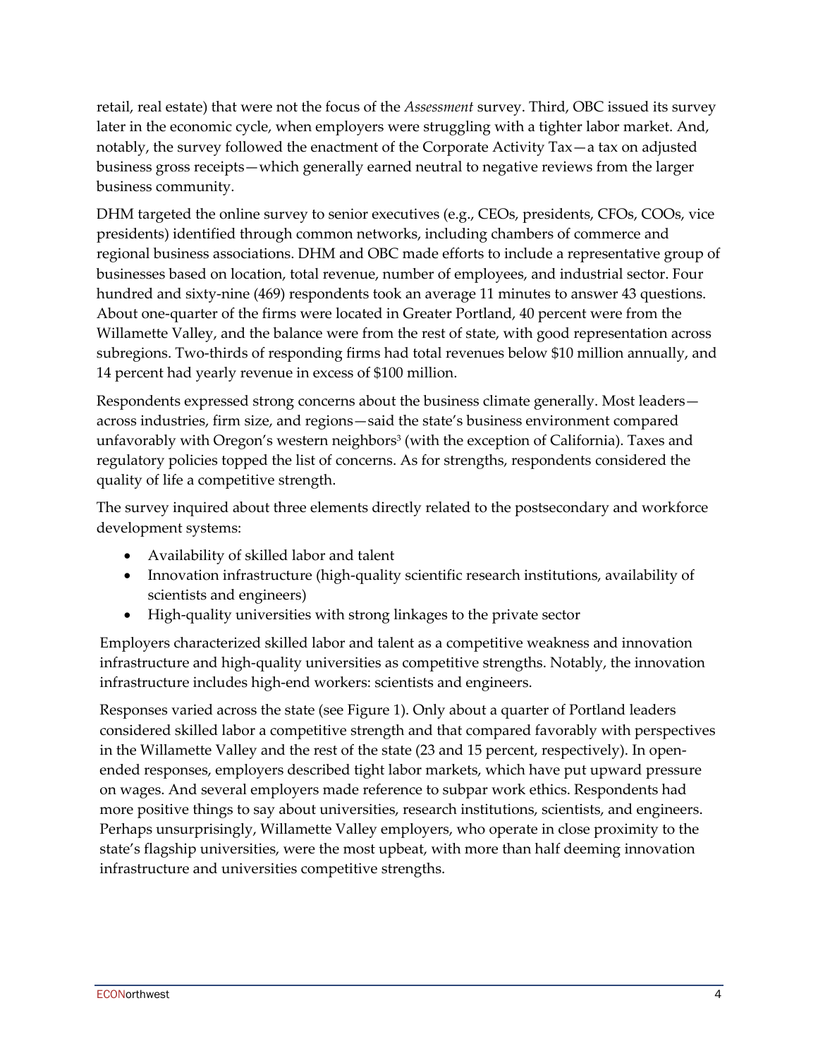retail, real estate) that were not the focus of the *Assessment* survey. Third, OBC issued its survey later in the economic cycle, when employers were struggling with a tighter labor market. And, notably, the survey followed the enactment of the Corporate Activity Tax—a tax on adjusted business gross receipts—which generally earned neutral to negative reviews from the larger business community.

DHM targeted the online survey to senior executives (e.g., CEOs, presidents, CFOs, COOs, vice presidents) identified through common networks, including chambers of commerce and regional business associations. DHM and OBC made efforts to include a representative group of businesses based on location, total revenue, number of employees, and industrial sector. Four hundred and sixty-nine (469) respondents took an average 11 minutes to answer 43 questions. About one-quarter of the firms were located in Greater Portland, 40 percent were from the Willamette Valley, and the balance were from the rest of state, with good representation across subregions. Two-thirds of responding firms had total revenues below $10 million annually, and 14 percent had yearly revenue in excess of $100 million.

Respondents expressed strong concerns about the business climate generally. Most leaders—across industries, firm size, and regions—said the state's business environment compared unfavorably with Oregon's western neighbors[3] (with the exception of California). Taxes and regulatory policies topped the list of concerns. As for strengths, respondents considered the quality of life a competitive strength.

The survey inquired about three elements directly related to the postsecondary and workforce development systems:

- Availability of skilled labor and talent
- Innovation infrastructure (high-quality scientific research institutions, availability of scientists and engineers)
- High-quality universities with strong linkages to the private sector

Employers characterized skilled labor and talent as a competitive weakness and innovation infrastructure and high-quality universities as competitive strengths. Notably, the innovation infrastructure includes high-end workers: scientists and engineers.

Responses varied across the state (see Figure 1). Only about a quarter of Portland leaders considered skilled labor a competitive strength and that compared favorably with perspectives in the Willamette Valley and the rest of the state (23 and 15 percent, respectively). In open-ended responses, employers described tight labor markets, which have put upward pressure on wages. And several employers made reference to subpar work ethics. Respondents had more positive things to say about universities, research institutions, scientists, and engineers. Perhaps unsurprisingly, Willamette Valley employers, who operate in close proximity to the state's flagship universities, were the most upbeat, with more than half deeming innovation infrastructure and universities competitive strengths.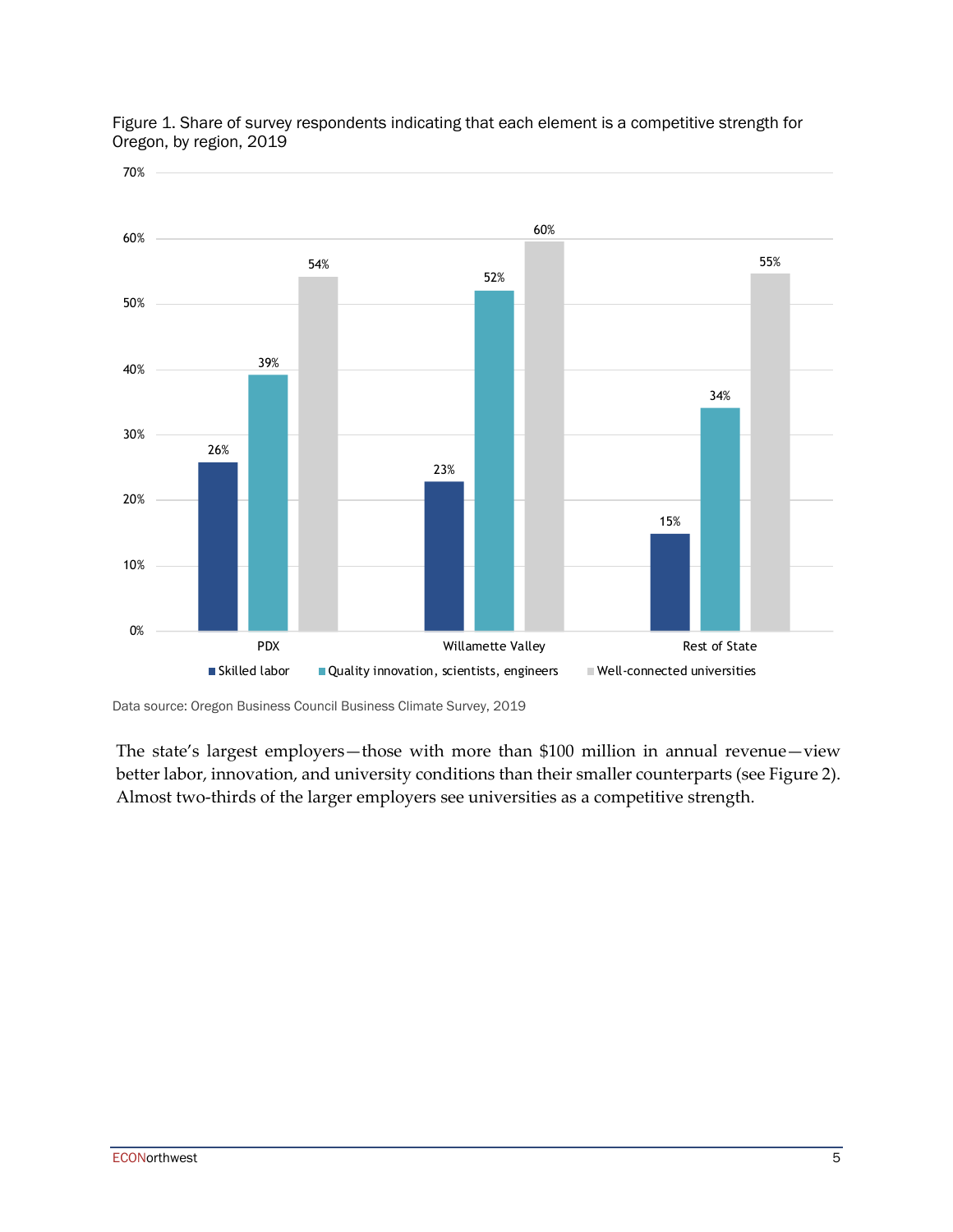Figure 1. Share of survey respondents indicating that each element is a competitive strength for Oregon, by region, 2019

| Region | Skilled labor | Quality innovation, scientists, engineers | Well-connected universities |
| --- | --- | --- | --- |
| PDX | 26% | 39% | 54% |
| Willamette Valley | 23% | 52% | 60% |
| Rest of State | 15% | 34% | 55% |

Data source: Oregon Business Council Business Climate Survey, 2019

The state's largest employers—those with more than $100 million in annual revenue—view better labor, innovation, and university conditions than their smaller counterparts (see Figure 2). Almost two-thirds of the larger employers see universities as a competitive strength.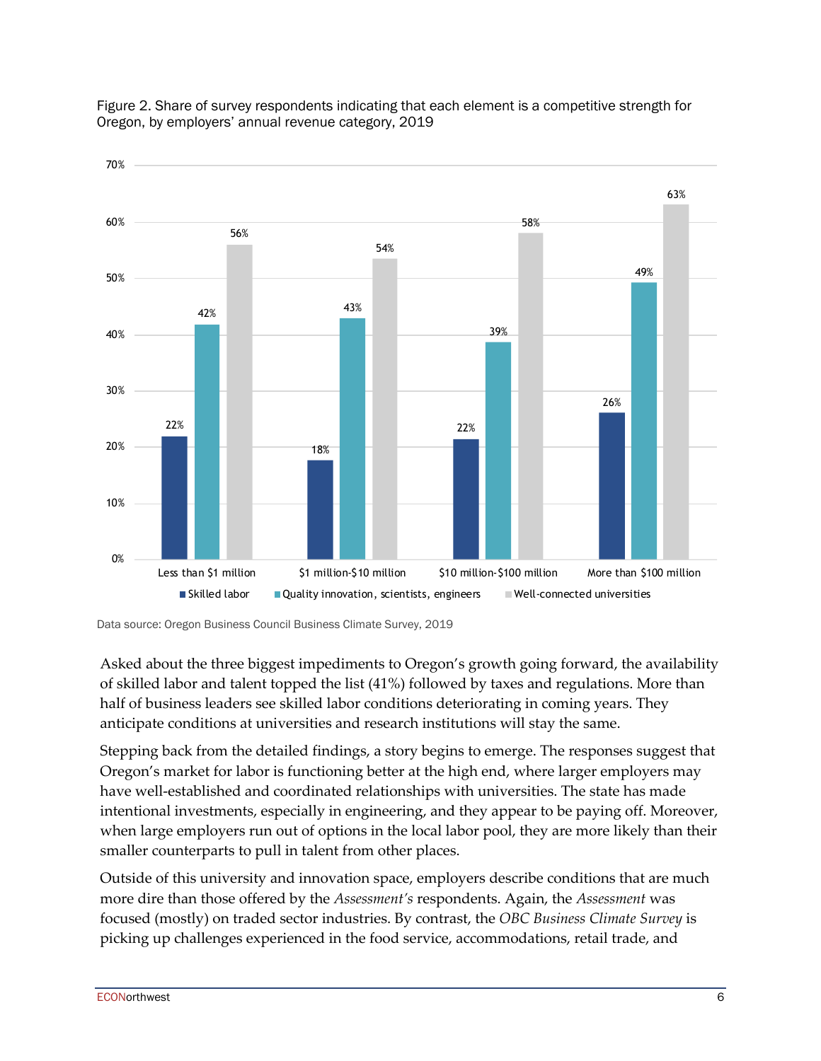Figure 2. Share of survey respondents indicating that each element is a competitive strength for Oregon, by employers' annual revenue category, 2019

| | Less than $1 million | $1 million-$10 million | $10 million-$100 million | More than $100 million |
|---|---|---|---|---|
| Skilled labor | 22% | 18% | 22% | 26% |
| Quality innovation, scientists, engineers | 42% | 43% | 39% | 49% |
| Well-connected universities | 56% | 54% | 58% | 63% |

Data source: Oregon Business Council Business Climate Survey, 2019

Asked about the three biggest impediments to Oregon's growth going forward, the availability of skilled labor and talent topped the list (41%) followed by taxes and regulations. More than half of business leaders see skilled labor conditions deteriorating in coming years. They anticipate conditions at universities and research institutions will stay the same.

Stepping back from the detailed findings, a story begins to emerge. The responses suggest that Oregon's market for labor is functioning better at the high end, where larger employers may have well-established and coordinated relationships with universities. The state has made intentional investments, especially in engineering, and they appear to be paying off. Moreover, when large employers run out of options in the local labor pool, they are more likely than their smaller counterparts to pull in talent from other places.

Outside of this university and innovation space, employers describe conditions that are much more dire than those offered by the *Assessment's* respondents. Again, the *Assessment* was focused (mostly) on traded sector industries. By contrast, the *OBC Business Climate Survey* is picking up challenges experienced in the food service, accommodations, retail trade, and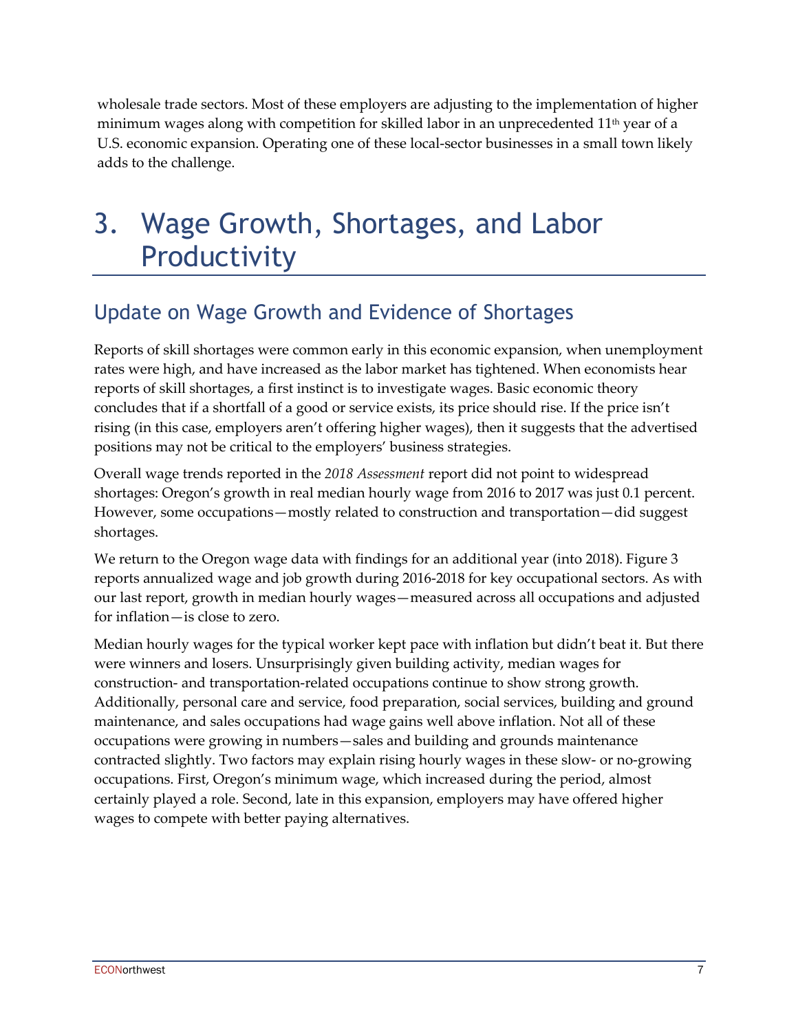wholesale trade sectors. Most of these employers are adjusting to the implementation of higher minimum wages along with competition for skilled labor in an unprecedented 11th year of a U.S. economic expansion. Operating one of these local-sector businesses in a small town likely adds to the challenge.

# 3. Wage Growth, Shortages, and Labor Productivity

## Update on Wage Growth and Evidence of Shortages

Reports of skill shortages were common early in this economic expansion, when unemployment rates were high, and have increased as the labor market has tightened. When economists hear reports of skill shortages, a first instinct is to investigate wages. Basic economic theory concludes that if a shortfall of a good or service exists, its price should rise. If the price isn't rising (in this case, employers aren't offering higher wages), then it suggests that the advertised positions may not be critical to the employers' business strategies.

Overall wage trends reported in the *2018 Assessment* report did not point to widespread shortages: Oregon's growth in real median hourly wage from 2016 to 2017 was just 0.1 percent. However, some occupations—mostly related to construction and transportation—did suggest shortages.

We return to the Oregon wage data with findings for an additional year (into 2018). Figure 3 reports annualized wage and job growth during 2016-2018 for key occupational sectors. As with our last report, growth in median hourly wages—measured across all occupations and adjusted for inflation—is close to zero.

Median hourly wages for the typical worker kept pace with inflation but didn't beat it. But there were winners and losers. Unsurprisingly given building activity, median wages for construction- and transportation-related occupations continue to show strong growth. Additionally, personal care and service, food preparation, social services, building and ground maintenance, and sales occupations had wage gains well above inflation. Not all of these occupations were growing in numbers—sales and building and grounds maintenance contracted slightly. Two factors may explain rising hourly wages in these slow- or no-growing occupations. First, Oregon's minimum wage, which increased during the period, almost certainly played a role. Second, late in this expansion, employers may have offered higher wages to compete with better paying alternatives.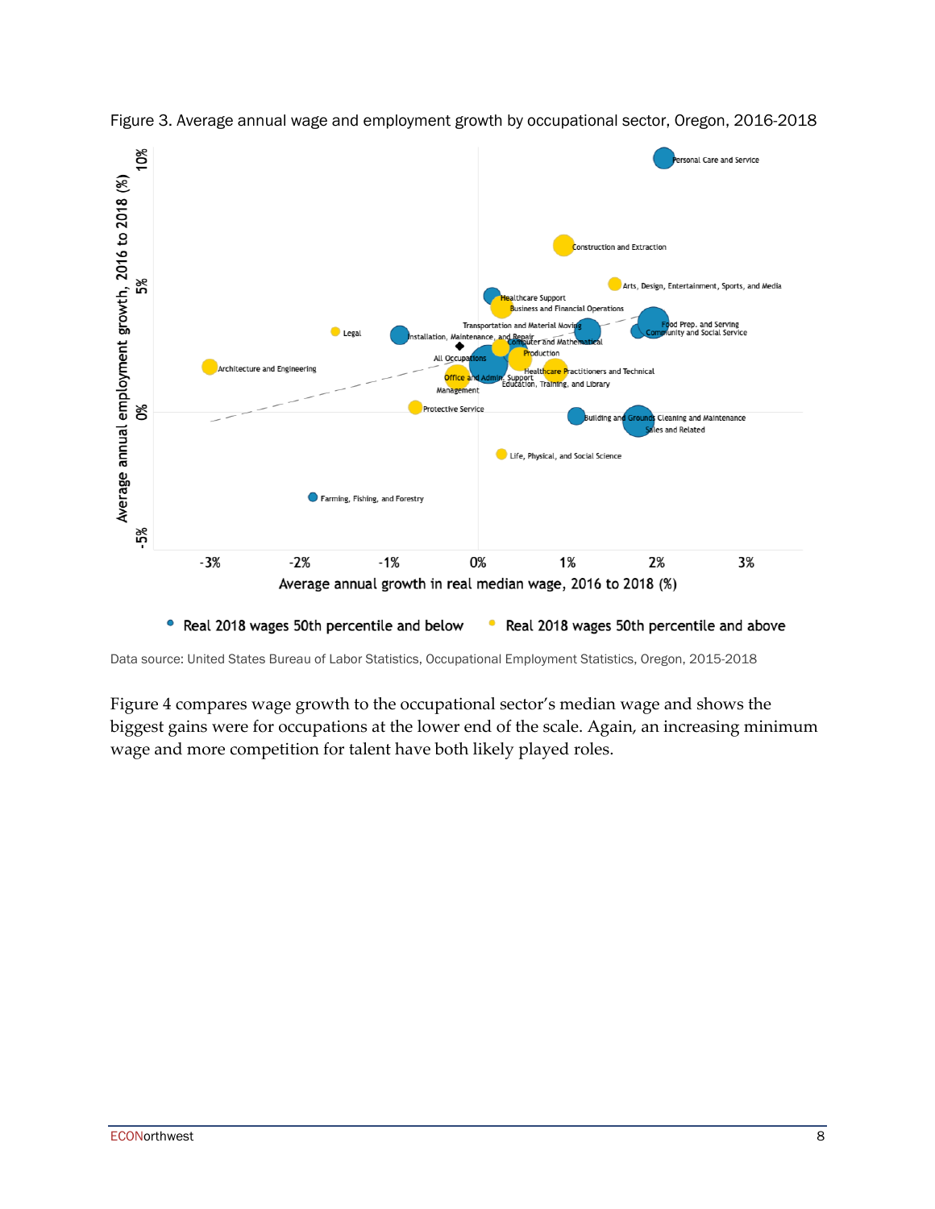Figure 3. Average annual wage and employment growth by occupational sector, Oregon, 2016-2018

Data source: United States Bureau of Labor Statistics, Occupational Employment Statistics, Oregon, 2015-2018

Figure 4 compares wage growth to the occupational sector's median wage and shows the biggest gains were for occupations at the lower end of the scale. Again, an increasing minimum wage and more competition for talent have both likely played roles.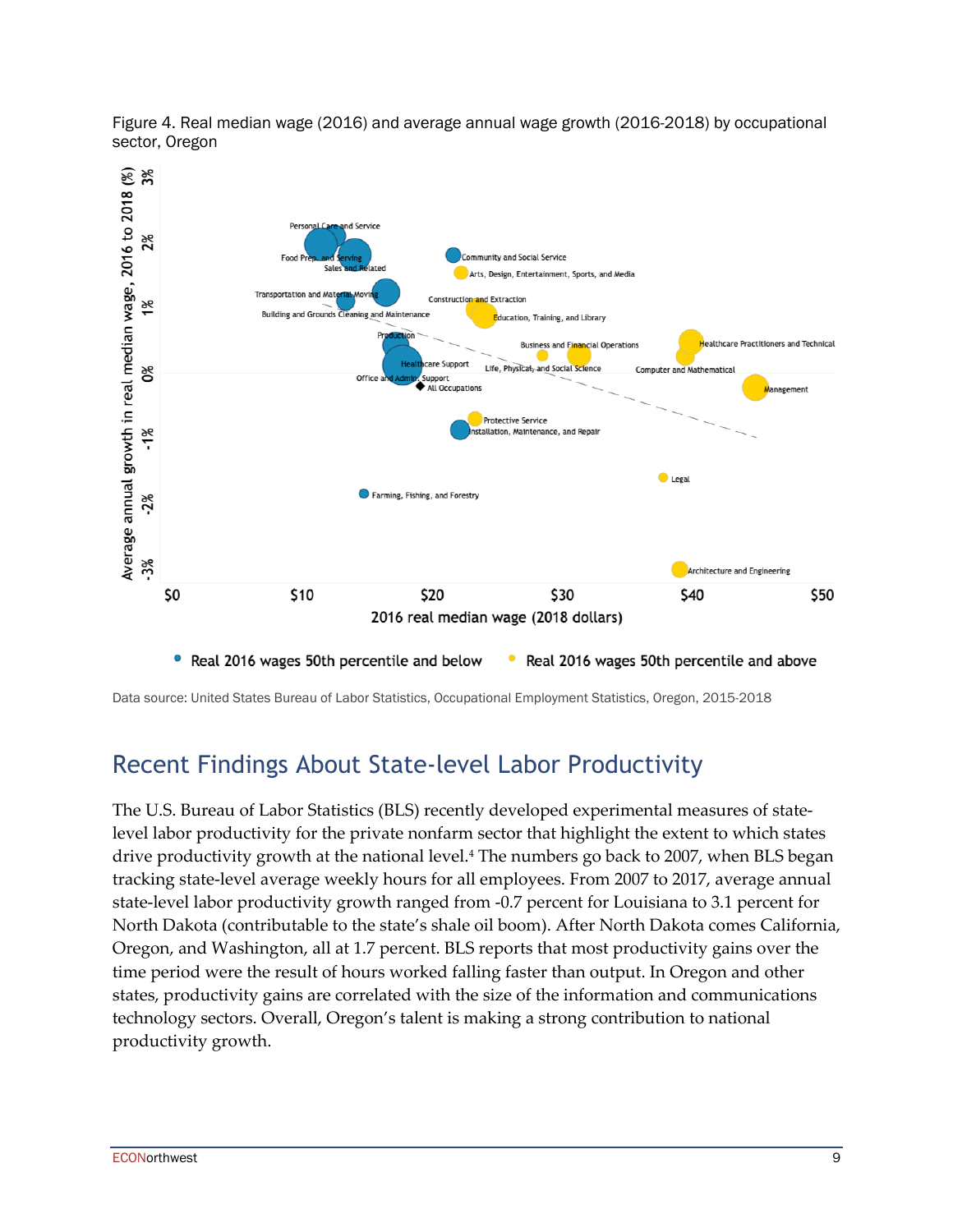Figure 4. Real median wage (2016) and average annual wage growth (2016-2018) by occupational sector, Oregon

Data source: United States Bureau of Labor Statistics, Occupational Employment Statistics, Oregon, 2015-2018

## Recent Findings About State-level Labor Productivity

The U.S. Bureau of Labor Statistics (BLS) recently developed experimental measures of state-level labor productivity for the private nonfarm sector that highlight the extent to which states drive productivity growth at the national level.[4] The numbers go back to 2007, when BLS began tracking state-level average weekly hours for all employees. From 2007 to 2017, average annual state-level labor productivity growth ranged from -0.7 percent for Louisiana to 3.1 percent for North Dakota (contributable to the state's shale oil boom). After North Dakota comes California, Oregon, and Washington, all at 1.7 percent. BLS reports that most productivity gains over the time period were the result of hours worked falling faster than output. In Oregon and other states, productivity gains are correlated with the size of the information and communications technology sectors. Overall, Oregon's talent is making a strong contribution to national productivity growth.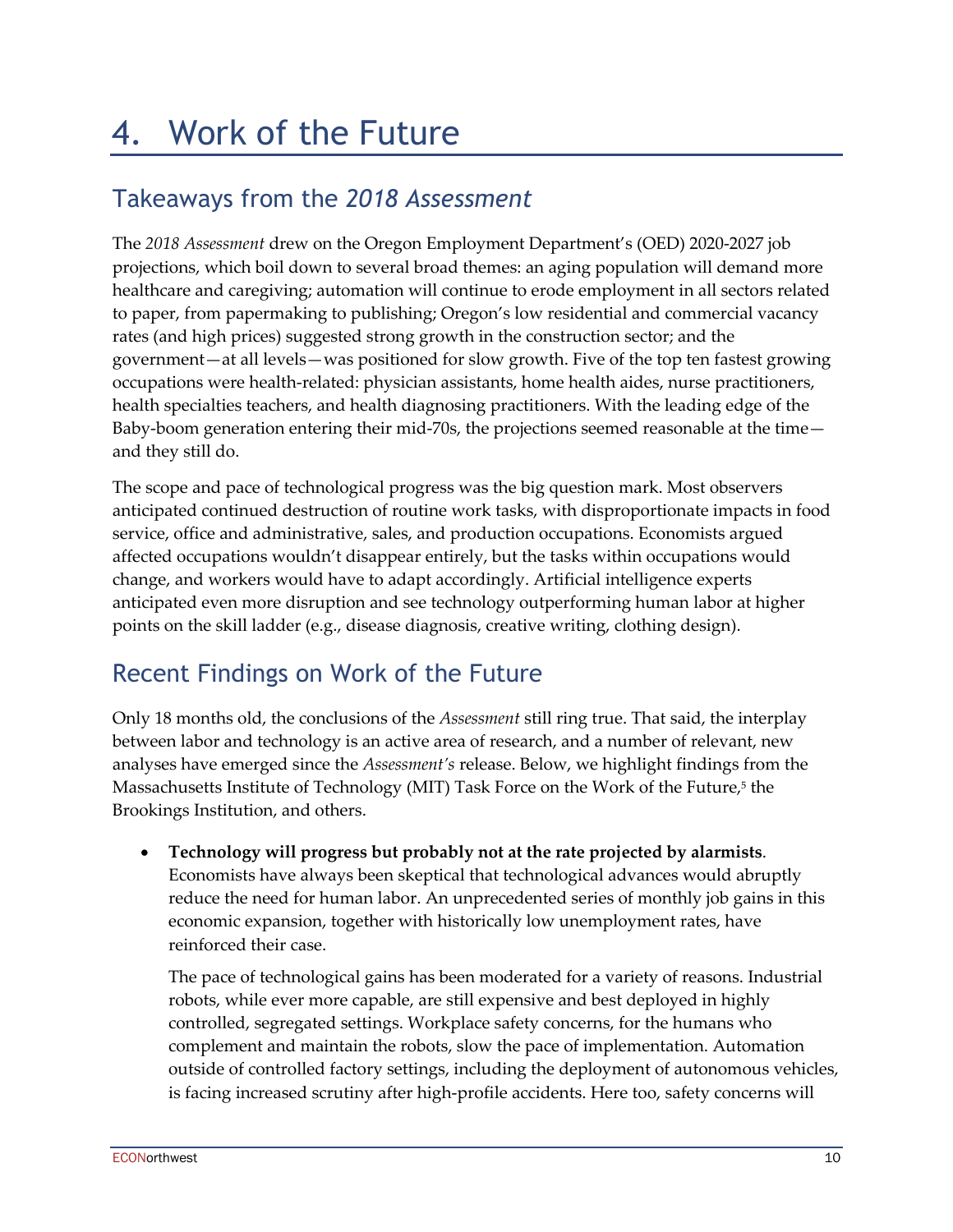# 4. Work of the Future

## Takeaways from the *2018 Assessment*

The *2018 Assessment* drew on the Oregon Employment Department's (OED) 2020-2027 job projections, which boil down to several broad themes: an aging population will demand more healthcare and caregiving; automation will continue to erode employment in all sectors related to paper, from papermaking to publishing; Oregon's low residential and commercial vacancy rates (and high prices) suggested strong growth in the construction sector; and the government—at all levels—was positioned for slow growth. Five of the top ten fastest growing occupations were health-related: physician assistants, home health aides, nurse practitioners, health specialties teachers, and health diagnosing practitioners. With the leading edge of the Baby-boom generation entering their mid-70s, the projections seemed reasonable at the time—and they still do.

The scope and pace of technological progress was the big question mark. Most observers anticipated continued destruction of routine work tasks, with disproportionate impacts in food service, office and administrative, sales, and production occupations. Economists argued affected occupations wouldn't disappear entirely, but the tasks within occupations would change, and workers would have to adapt accordingly. Artificial intelligence experts anticipated even more disruption and see technology outperforming human labor at higher points on the skill ladder (e.g., disease diagnosis, creative writing, clothing design).

## Recent Findings on Work of the Future

Only 18 months old, the conclusions of the *Assessment* still ring true. That said, the interplay between labor and technology is an active area of research, and a number of relevant, new analyses have emerged since the *Assessment's* release. Below, we highlight findings from the Massachusetts Institute of Technology (MIT) Task Force on the Work of the Future,[5] the Brookings Institution, and others.

- **Technology will progress but probably not at the rate projected by alarmists**. Economists have always been skeptical that technological advances would abruptly reduce the need for human labor. An unprecedented series of monthly job gains in this economic expansion, together with historically low unemployment rates, have reinforced their case.

  The pace of technological gains has been moderated for a variety of reasons. Industrial robots, while ever more capable, are still expensive and best deployed in highly controlled, segregated settings. Workplace safety concerns, for the humans who complement and maintain the robots, slow the pace of implementation. Automation outside of controlled factory settings, including the deployment of autonomous vehicles, is facing increased scrutiny after high-profile accidents. Here too, safety concerns will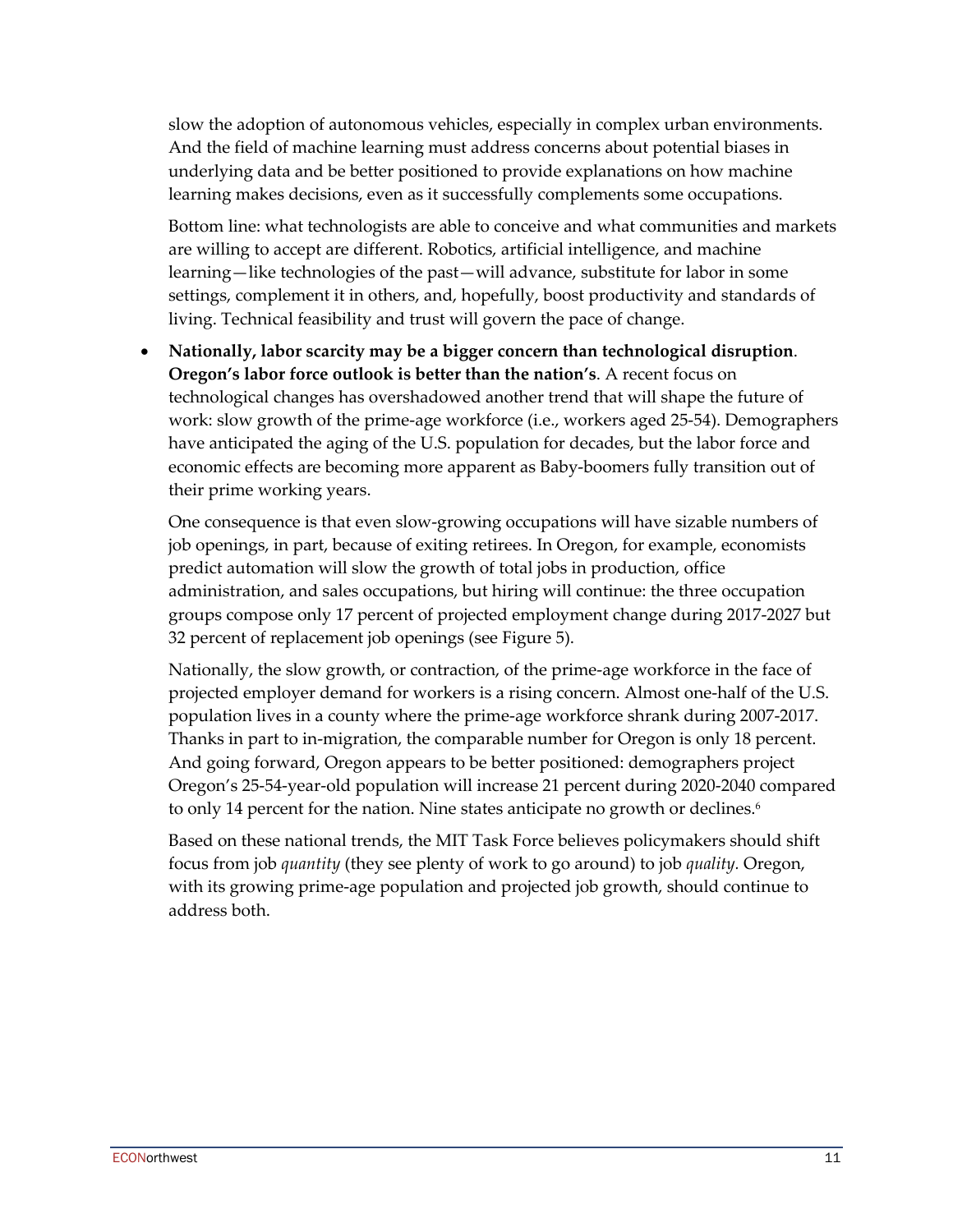slow the adoption of autonomous vehicles, especially in complex urban environments. And the field of machine learning must address concerns about potential biases in underlying data and be better positioned to provide explanations on how machine learning makes decisions, even as it successfully complements some occupations.

Bottom line: what technologists are able to conceive and what communities and markets are willing to accept are different. Robotics, artificial intelligence, and machine learning—like technologies of the past—will advance, substitute for labor in some settings, complement it in others, and, hopefully, boost productivity and standards of living. Technical feasibility and trust will govern the pace of change.

- **Nationally, labor scarcity may be a bigger concern than technological disruption**. **Oregon's labor force outlook is better than the nation's**. A recent focus on technological changes has overshadowed another trend that will shape the future of work: slow growth of the prime-age workforce (i.e., workers aged 25-54). Demographers have anticipated the aging of the U.S. population for decades, but the labor force and economic effects are becoming more apparent as Baby-boomers fully transition out of their prime working years.

  One consequence is that even slow-growing occupations will have sizable numbers of job openings, in part, because of exiting retirees. In Oregon, for example, economists predict automation will slow the growth of total jobs in production, office administration, and sales occupations, but hiring will continue: the three occupation groups compose only 17 percent of projected employment change during 2017-2027 but 32 percent of replacement job openings (see Figure 5).

  Nationally, the slow growth, or contraction, of the prime-age workforce in the face of projected employer demand for workers is a rising concern. Almost one-half of the U.S. population lives in a county where the prime-age workforce shrank during 2007-2017. Thanks in part to in-migration, the comparable number for Oregon is only 18 percent. And going forward, Oregon appears to be better positioned: demographers project Oregon's 25-54-year-old population will increase 21 percent during 2020-2040 compared to only 14 percent for the nation. Nine states anticipate no growth or declines.[6]

  Based on these national trends, the MIT Task Force believes policymakers should shift focus from job *quantity* (they see plenty of work to go around) to job *quality*. Oregon, with its growing prime-age population and projected job growth, should continue to address both.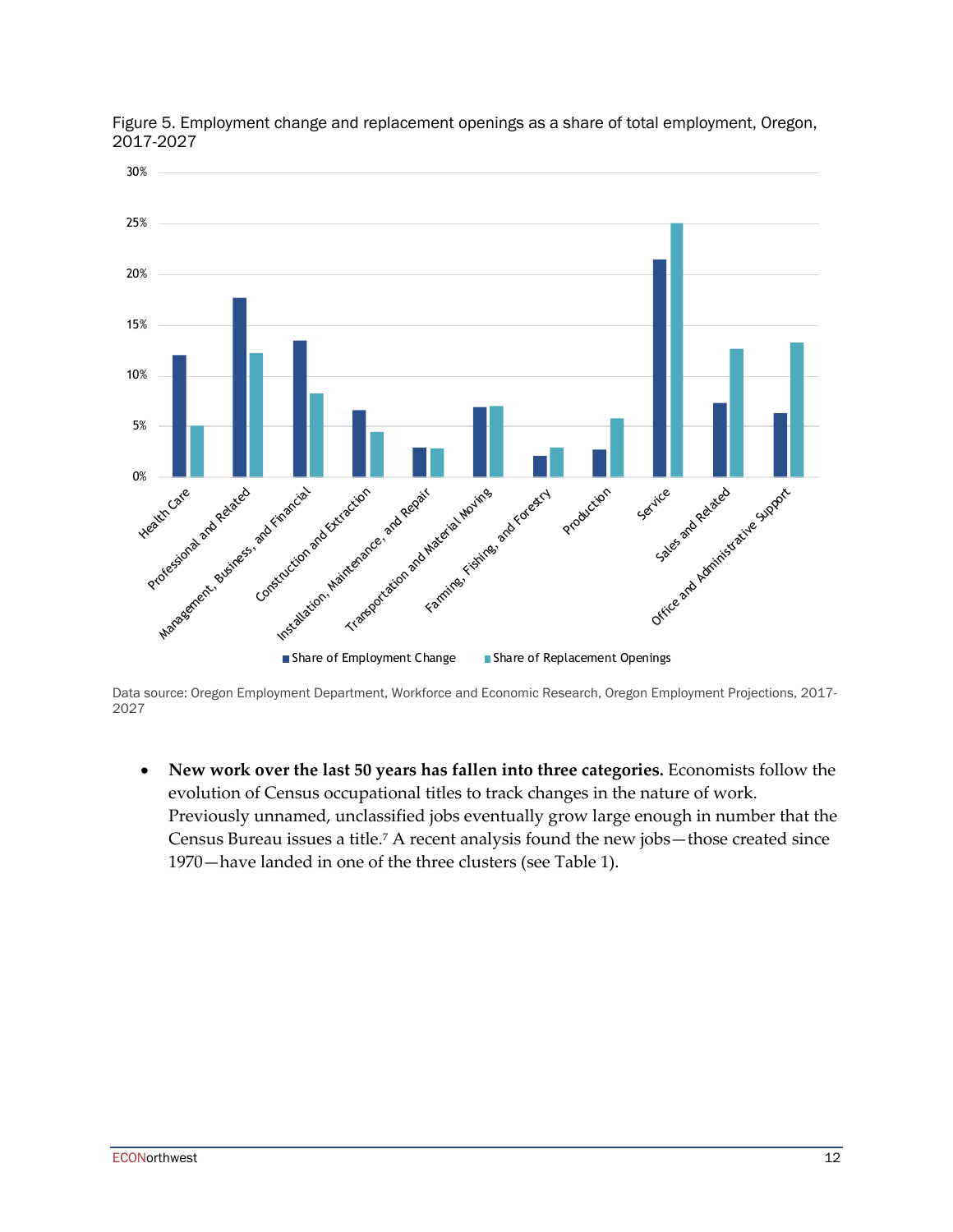Figure 5. Employment change and replacement openings as a share of total employment, Oregon, 2017-2027

Data source: Oregon Employment Department, Workforce and Economic Research, Oregon Employment Projections, 2017-2027

- **New work over the last 50 years has fallen into three categories.** Economists follow the evolution of Census occupational titles to track changes in the nature of work. Previously unnamed, unclassified jobs eventually grow large enough in number that the Census Bureau issues a title.[7] A recent analysis found the new jobs—those created since 1970—have landed in one of the three clusters (see Table 1).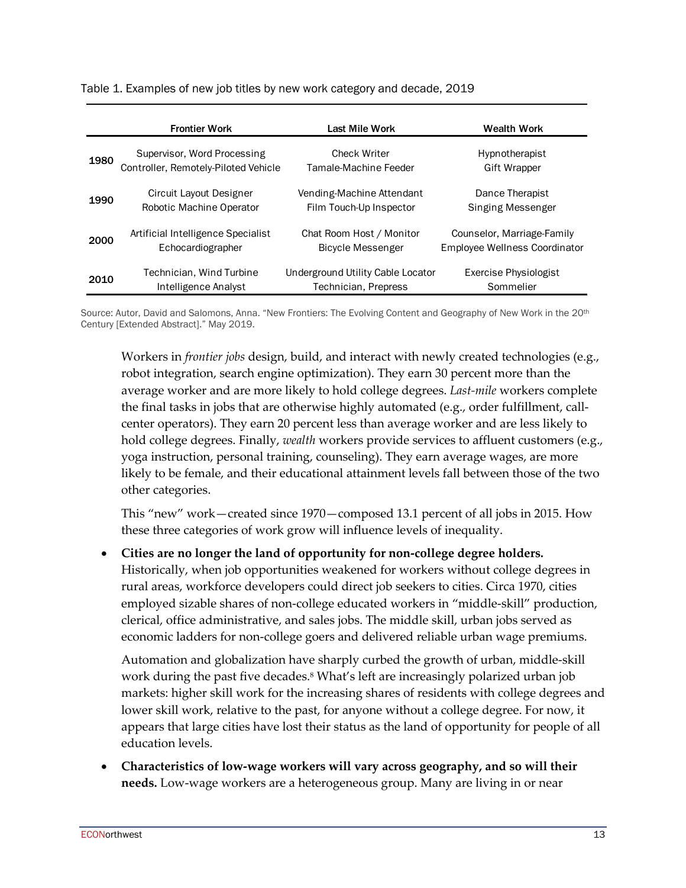Table 1. Examples of new job titles by new work category and decade, 2019

| | Frontier Work | Last Mile Work | Wealth Work |
|---|---|---|---|
| 1980 | Supervisor, Word Processing<br>Controller, Remotely-Piloted Vehicle | Check Writer<br>Tamale-Machine Feeder | Hypnotherapist<br>Gift Wrapper |
| 1990 | Circuit Layout Designer<br>Robotic Machine Operator | Vending-Machine Attendant<br>Film Touch-Up Inspector | Dance Therapist<br>Singing Messenger |
| 2000 | Artificial Intelligence Specialist<br>Echocardiographer | Chat Room Host / Monitor<br>Bicycle Messenger | Counselor, Marriage-Family<br>Employee Wellness Coordinator |
| 2010 | Technician, Wind Turbine<br>Intelligence Analyst | Underground Utility Cable Locator<br>Technician, Prepress | Exercise Physiologist<br>Sommelier |

Source: Autor, David and Salomons, Anna. "New Frontiers: The Evolving Content and Geography of New Work in the 20th Century [Extended Abstract]." May 2019.

Workers in *frontier jobs* design, build, and interact with newly created technologies (e.g., robot integration, search engine optimization). They earn 30 percent more than the average worker and are more likely to hold college degrees. *Last-mile* workers complete the final tasks in jobs that are otherwise highly automated (e.g., order fulfillment, call-center operators). They earn 20 percent less than average worker and are less likely to hold college degrees. Finally, *wealth* workers provide services to affluent customers (e.g., yoga instruction, personal training, counseling). They earn average wages, are more likely to be female, and their educational attainment levels fall between those of the two other categories.

This "new" work—created since 1970—composed 13.1 percent of all jobs in 2015. How these three categories of work grow will influence levels of inequality.

- **Cities are no longer the land of opportunity for non-college degree holders.** Historically, when job opportunities weakened for workers without college degrees in rural areas, workforce developers could direct job seekers to cities. Circa 1970, cities employed sizable shares of non-college educated workers in "middle-skill" production, clerical, office administrative, and sales jobs. The middle skill, urban jobs served as economic ladders for non-college goers and delivered reliable urban wage premiums.

  Automation and globalization have sharply curbed the growth of urban, middle-skill work during the past five decades.[8] What's left are increasingly polarized urban job markets: higher skill work for the increasing shares of residents with college degrees and lower skill work, relative to the past, for anyone without a college degree. For now, it appears that large cities have lost their status as the land of opportunity for people of all education levels.

- **Characteristics of low-wage workers will vary across geography, and so will their needs.** Low-wage workers are a heterogeneous group. Many are living in or near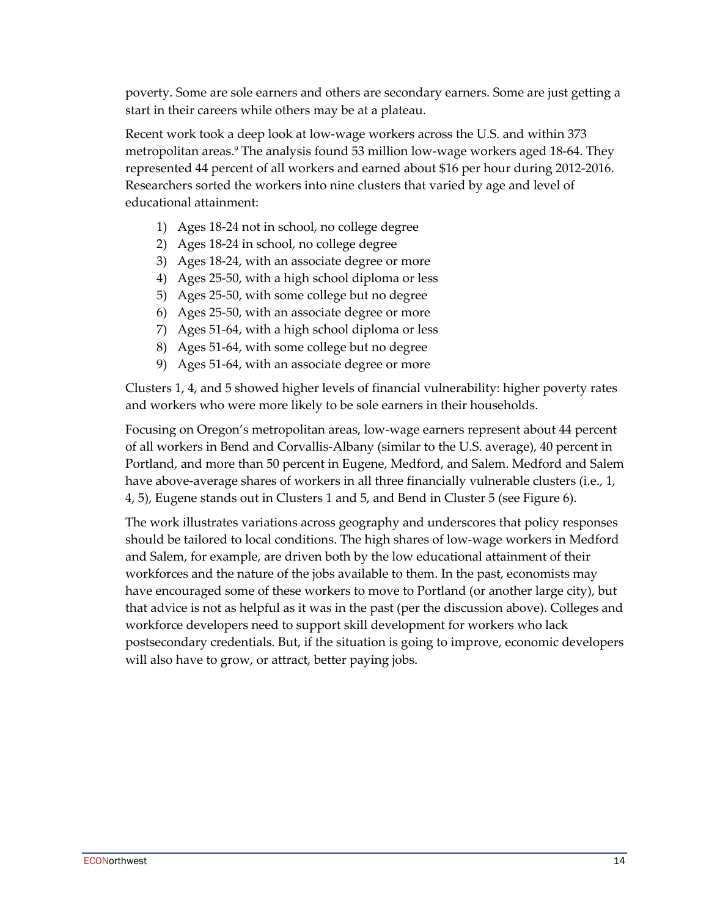poverty. Some are sole earners and others are secondary earners. Some are just getting a start in their careers while others may be at a plateau.

Recent work took a deep look at low-wage workers across the U.S. and within 373 metropolitan areas.[9] The analysis found 53 million low-wage workers aged 18-64. They represented 44 percent of all workers and earned about $16 per hour during 2012-2016. Researchers sorted the workers into nine clusters that varied by age and level of educational attainment:

1) Ages 18-24 not in school, no college degree
2) Ages 18-24 in school, no college degree
3) Ages 18-24, with an associate degree or more
4) Ages 25-50, with a high school diploma or less
5) Ages 25-50, with some college but no degree
6) Ages 25-50, with an associate degree or more
7) Ages 51-64, with a high school diploma or less
8) Ages 51-64, with some college but no degree
9) Ages 51-64, with an associate degree or more

Clusters 1, 4, and 5 showed higher levels of financial vulnerability: higher poverty rates and workers who were more likely to be sole earners in their households.

Focusing on Oregon's metropolitan areas, low-wage earners represent about 44 percent of all workers in Bend and Corvallis-Albany (similar to the U.S. average), 40 percent in Portland, and more than 50 percent in Eugene, Medford, and Salem. Medford and Salem have above-average shares of workers in all three financially vulnerable clusters (i.e., 1, 4, 5), Eugene stands out in Clusters 1 and 5, and Bend in Cluster 5 (see Figure 6).

The work illustrates variations across geography and underscores that policy responses should be tailored to local conditions. The high shares of low-wage workers in Medford and Salem, for example, are driven both by the low educational attainment of their workforces and the nature of the jobs available to them. In the past, economists may have encouraged some of these workers to move to Portland (or another large city), but that advice is not as helpful as it was in the past (per the discussion above). Colleges and workforce developers need to support skill development for workers who lack postsecondary credentials. But, if the situation is going to improve, economic developers will also have to grow, or attract, better paying jobs.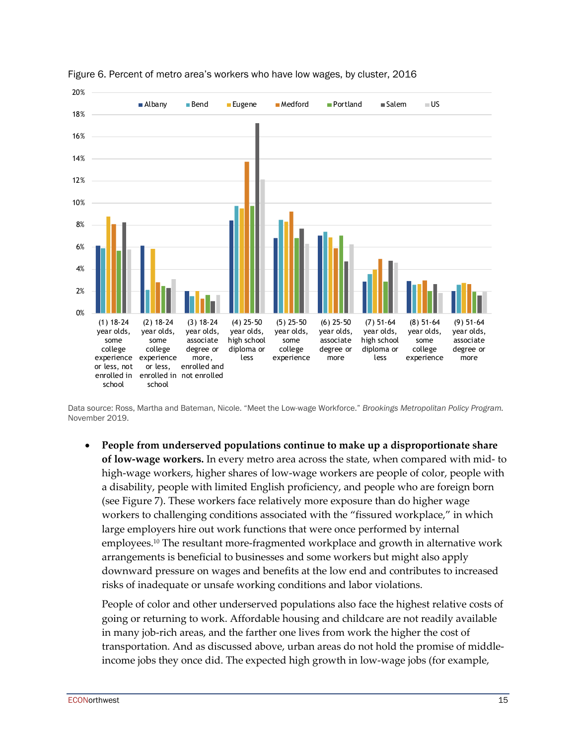Figure 6. Percent of metro area's workers who have low wages, by cluster, 2016

Data source: Ross, Martha and Bateman, Nicole. "Meet the Low-wage Workforce." *Brookings Metropolitan Policy Program.* November 2019.

- **People from underserved populations continue to make up a disproportionate share of low-wage workers.** In every metro area across the state, when compared with mid- to high-wage workers, higher shares of low-wage workers are people of color, people with a disability, people with limited English proficiency, and people who are foreign born (see Figure 7). These workers face relatively more exposure than do higher wage workers to challenging conditions associated with the "fissured workplace," in which large employers hire out work functions that were once performed by internal employees.[10] The resultant more-fragmented workplace and growth in alternative work arrangements is beneficial to businesses and some workers but might also apply downward pressure on wages and benefits at the low end and contributes to increased risks of inadequate or unsafe working conditions and labor violations.

  People of color and other underserved populations also face the highest relative costs of going or returning to work. Affordable housing and childcare are not readily available in many job-rich areas, and the farther one lives from work the higher the cost of transportation. And as discussed above, urban areas do not hold the promise of middle-income jobs they once did. The expected high growth in low-wage jobs (for example,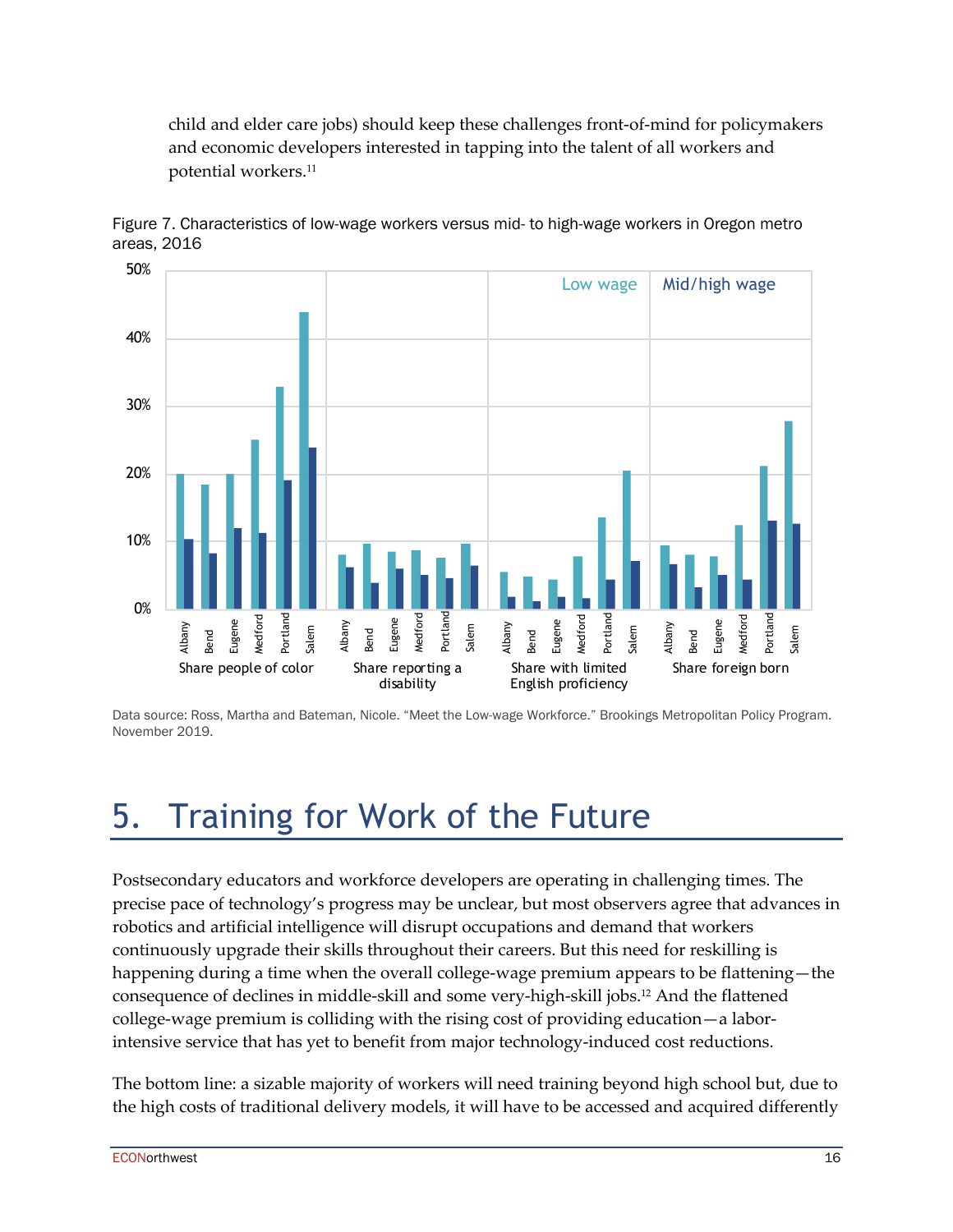child and elder care jobs) should keep these challenges front-of-mind for policymakers and economic developers interested in tapping into the talent of all workers and potential workers.[11]

Figure 7. Characteristics of low-wage workers versus mid- to high-wage workers in Oregon metro areas, 2016

Data source: Ross, Martha and Bateman, Nicole. "Meet the Low-wage Workforce." Brookings Metropolitan Policy Program. November 2019.

# 5. Training for Work of the Future

Postsecondary educators and workforce developers are operating in challenging times. The precise pace of technology's progress may be unclear, but most observers agree that advances in robotics and artificial intelligence will disrupt occupations and demand that workers continuously upgrade their skills throughout their careers. But this need for reskilling is happening during a time when the overall college-wage premium appears to be flattening—the consequence of declines in middle-skill and some very-high-skill jobs.[12] And the flattened college-wage premium is colliding with the rising cost of providing education—a labor-intensive service that has yet to benefit from major technology-induced cost reductions.

The bottom line: a sizable majority of workers will need training beyond high school but, due to the high costs of traditional delivery models, it will have to be accessed and acquired differently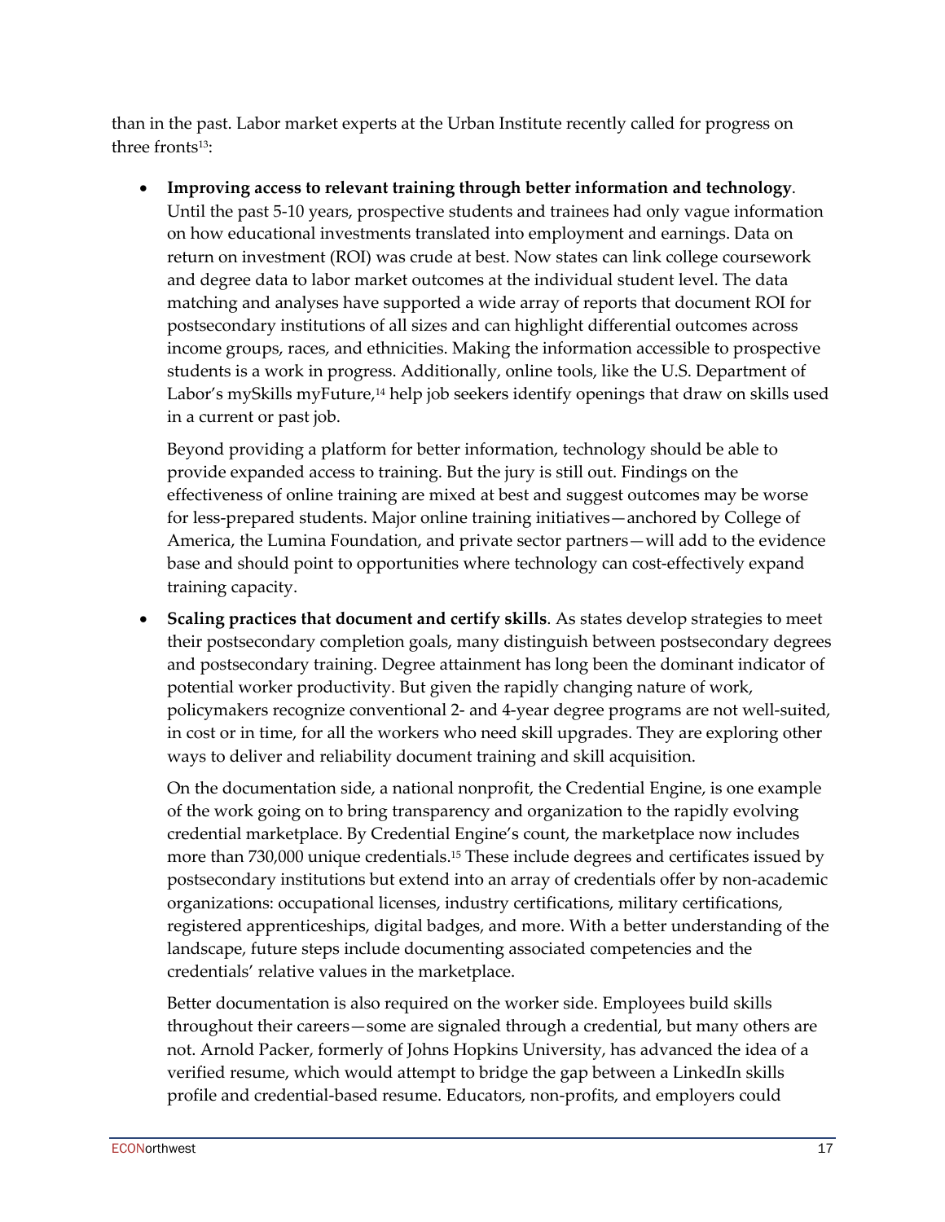than in the past. Labor market experts at the Urban Institute recently called for progress on three fronts[13]:

- **Improving access to relevant training through better information and technology**. Until the past 5-10 years, prospective students and trainees had only vague information on how educational investments translated into employment and earnings. Data on return on investment (ROI) was crude at best. Now states can link college coursework and degree data to labor market outcomes at the individual student level. The data matching and analyses have supported a wide array of reports that document ROI for postsecondary institutions of all sizes and can highlight differential outcomes across income groups, races, and ethnicities. Making the information accessible to prospective students is a work in progress. Additionally, online tools, like the U.S. Department of Labor's mySkills myFuture,[14] help job seekers identify openings that draw on skills used in a current or past job.

  Beyond providing a platform for better information, technology should be able to provide expanded access to training. But the jury is still out. Findings on the effectiveness of online training are mixed at best and suggest outcomes may be worse for less-prepared students. Major online training initiatives—anchored by College of America, the Lumina Foundation, and private sector partners—will add to the evidence base and should point to opportunities where technology can cost-effectively expand training capacity.

- **Scaling practices that document and certify skills**. As states develop strategies to meet their postsecondary completion goals, many distinguish between postsecondary degrees and postsecondary training. Degree attainment has long been the dominant indicator of potential worker productivity. But given the rapidly changing nature of work, policymakers recognize conventional 2- and 4-year degree programs are not well-suited, in cost or in time, for all the workers who need skill upgrades. They are exploring other ways to deliver and reliability document training and skill acquisition.

  On the documentation side, a national nonprofit, the Credential Engine, is one example of the work going on to bring transparency and organization to the rapidly evolving credential marketplace. By Credential Engine's count, the marketplace now includes more than 730,000 unique credentials.[15] These include degrees and certificates issued by postsecondary institutions but extend into an array of credentials offer by non-academic organizations: occupational licenses, industry certifications, military certifications, registered apprenticeships, digital badges, and more. With a better understanding of the landscape, future steps include documenting associated competencies and the credentials' relative values in the marketplace.

  Better documentation is also required on the worker side. Employees build skills throughout their careers—some are signaled through a credential, but many others are not. Arnold Packer, formerly of Johns Hopkins University, has advanced the idea of a verified resume, which would attempt to bridge the gap between a LinkedIn skills profile and credential-based resume. Educators, non-profits, and employers could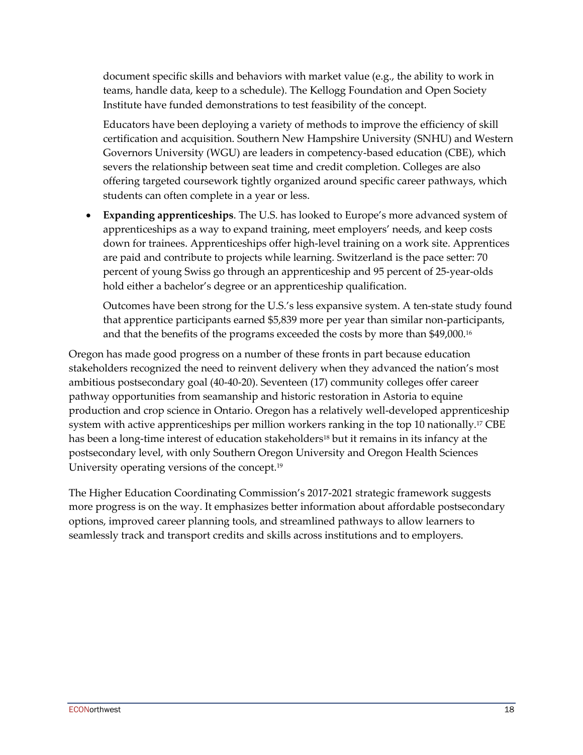document specific skills and behaviors with market value (e.g., the ability to work in teams, handle data, keep to a schedule). The Kellogg Foundation and Open Society Institute have funded demonstrations to test feasibility of the concept.

Educators have been deploying a variety of methods to improve the efficiency of skill certification and acquisition. Southern New Hampshire University (SNHU) and Western Governors University (WGU) are leaders in competency-based education (CBE), which severs the relationship between seat time and credit completion. Colleges are also offering targeted coursework tightly organized around specific career pathways, which students can often complete in a year or less.

- **Expanding apprenticeships**. The U.S. has looked to Europe's more advanced system of apprenticeships as a way to expand training, meet employers' needs, and keep costs down for trainees. Apprenticeships offer high-level training on a work site. Apprentices are paid and contribute to projects while learning. Switzerland is the pace setter: 70 percent of young Swiss go through an apprenticeship and 95 percent of 25-year-olds hold either a bachelor's degree or an apprenticeship qualification.

  Outcomes have been strong for the U.S.'s less expansive system. A ten-state study found that apprentice participants earned $5,839 more per year than similar non-participants, and that the benefits of the programs exceeded the costs by more than $49,000.[16]

Oregon has made good progress on a number of these fronts in part because education stakeholders recognized the need to reinvent delivery when they advanced the nation's most ambitious postsecondary goal (40-40-20). Seventeen (17) community colleges offer career pathway opportunities from seamanship and historic restoration in Astoria to equine production and crop science in Ontario. Oregon has a relatively well-developed apprenticeship system with active apprenticeships per million workers ranking in the top 10 nationally.[17] CBE has been a long-time interest of education stakeholders[18] but it remains in its infancy at the postsecondary level, with only Southern Oregon University and Oregon Health Sciences University operating versions of the concept.[19]

The Higher Education Coordinating Commission's 2017-2021 strategic framework suggests more progress is on the way. It emphasizes better information about affordable postsecondary options, improved career planning tools, and streamlined pathways to allow learners to seamlessly track and transport credits and skills across institutions and to employers.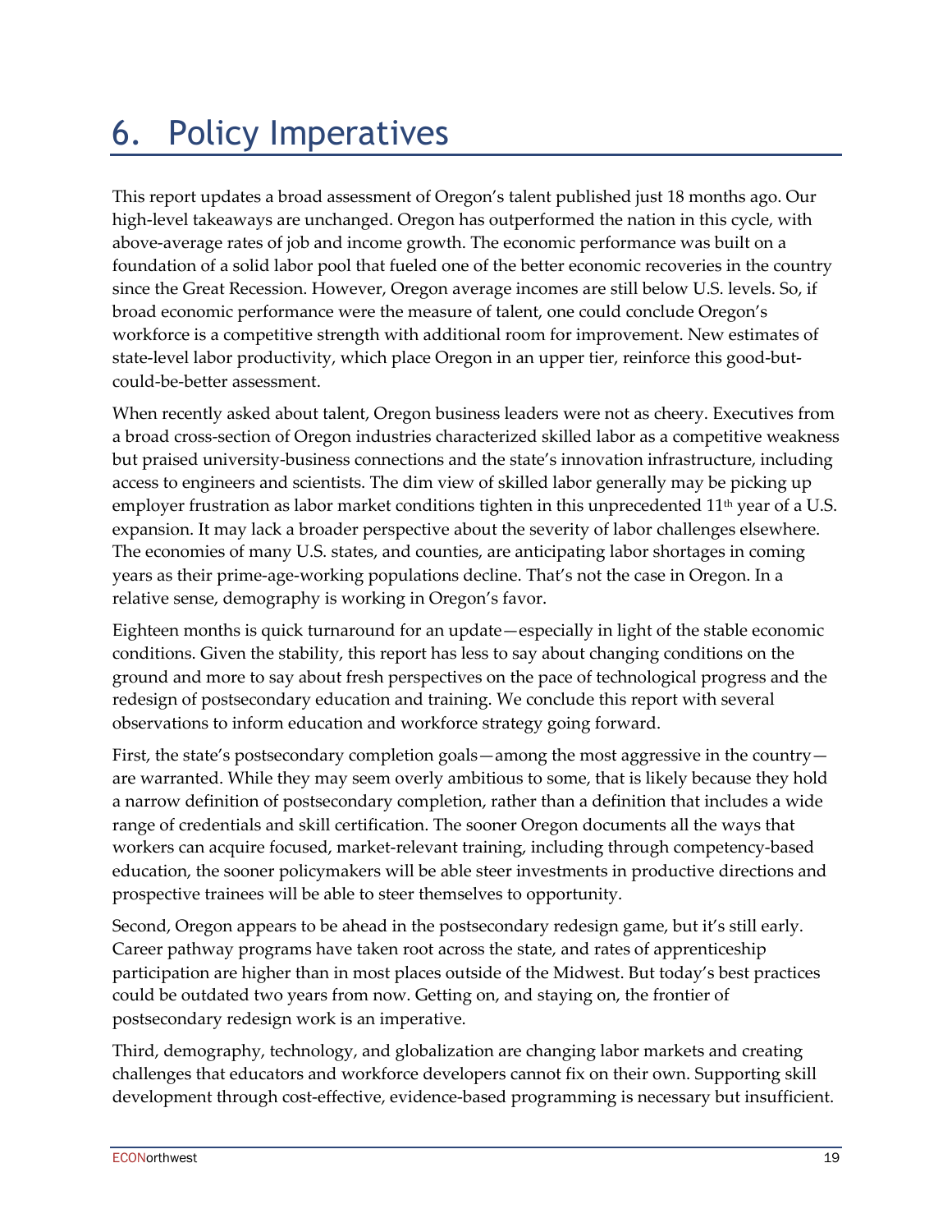# 6. Policy Imperatives

This report updates a broad assessment of Oregon's talent published just 18 months ago. Our high-level takeaways are unchanged. Oregon has outperformed the nation in this cycle, with above-average rates of job and income growth. The economic performance was built on a foundation of a solid labor pool that fueled one of the better economic recoveries in the country since the Great Recession. However, Oregon average incomes are still below U.S. levels. So, if broad economic performance were the measure of talent, one could conclude Oregon's workforce is a competitive strength with additional room for improvement. New estimates of state-level labor productivity, which place Oregon in an upper tier, reinforce this good-but-could-be-better assessment.

When recently asked about talent, Oregon business leaders were not as cheery. Executives from a broad cross-section of Oregon industries characterized skilled labor as a competitive weakness but praised university-business connections and the state's innovation infrastructure, including access to engineers and scientists. The dim view of skilled labor generally may be picking up employer frustration as labor market conditions tighten in this unprecedented 11th year of a U.S. expansion. It may lack a broader perspective about the severity of labor challenges elsewhere. The economies of many U.S. states, and counties, are anticipating labor shortages in coming years as their prime-age-working populations decline. That's not the case in Oregon. In a relative sense, demography is working in Oregon's favor.

Eighteen months is quick turnaround for an update—especially in light of the stable economic conditions. Given the stability, this report has less to say about changing conditions on the ground and more to say about fresh perspectives on the pace of technological progress and the redesign of postsecondary education and training. We conclude this report with several observations to inform education and workforce strategy going forward.

First, the state's postsecondary completion goals—among the most aggressive in the country—are warranted. While they may seem overly ambitious to some, that is likely because they hold a narrow definition of postsecondary completion, rather than a definition that includes a wide range of credentials and skill certification. The sooner Oregon documents all the ways that workers can acquire focused, market-relevant training, including through competency-based education, the sooner policymakers will be able steer investments in productive directions and prospective trainees will be able to steer themselves to opportunity.

Second, Oregon appears to be ahead in the postsecondary redesign game, but it's still early. Career pathway programs have taken root across the state, and rates of apprenticeship participation are higher than in most places outside of the Midwest. But today's best practices could be outdated two years from now. Getting on, and staying on, the frontier of postsecondary redesign work is an imperative.

Third, demography, technology, and globalization are changing labor markets and creating challenges that educators and workforce developers cannot fix on their own. Supporting skill development through cost-effective, evidence-based programming is necessary but insufficient.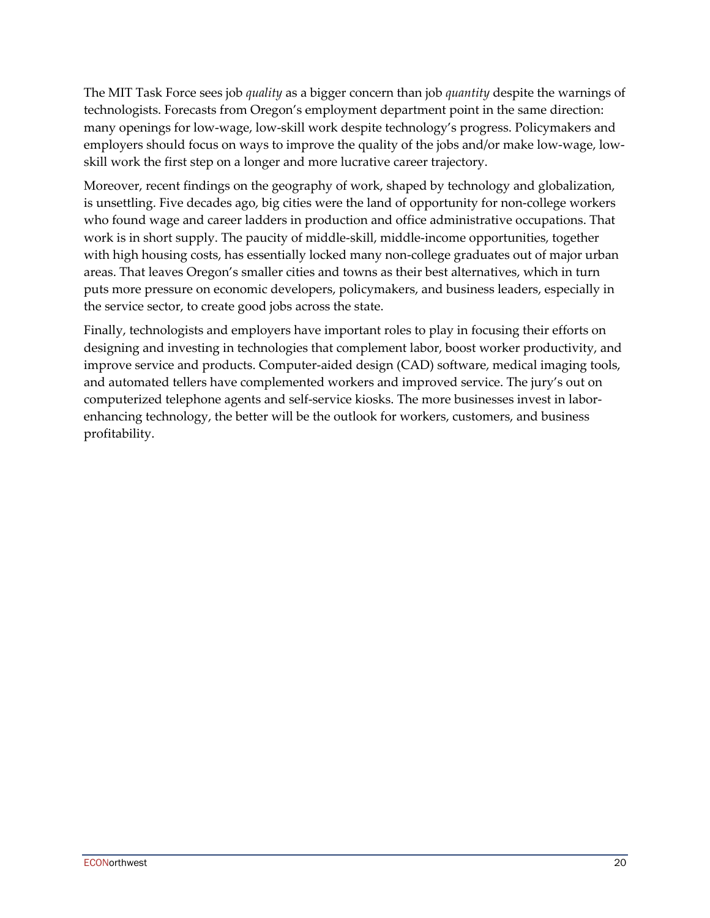The MIT Task Force sees job *quality* as a bigger concern than job *quantity* despite the warnings of technologists. Forecasts from Oregon's employment department point in the same direction: many openings for low-wage, low-skill work despite technology's progress. Policymakers and employers should focus on ways to improve the quality of the jobs and/or make low-wage, low-skill work the first step on a longer and more lucrative career trajectory.

Moreover, recent findings on the geography of work, shaped by technology and globalization, is unsettling. Five decades ago, big cities were the land of opportunity for non-college workers who found wage and career ladders in production and office administrative occupations. That work is in short supply. The paucity of middle-skill, middle-income opportunities, together with high housing costs, has essentially locked many non-college graduates out of major urban areas. That leaves Oregon's smaller cities and towns as their best alternatives, which in turn puts more pressure on economic developers, policymakers, and business leaders, especially in the service sector, to create good jobs across the state.

Finally, technologists and employers have important roles to play in focusing their efforts on designing and investing in technologies that complement labor, boost worker productivity, and improve service and products. Computer-aided design (CAD) software, medical imaging tools, and automated tellers have complemented workers and improved service. The jury's out on computerized telephone agents and self-service kiosks. The more businesses invest in labor-enhancing technology, the better will be the outlook for workers, customers, and business profitability.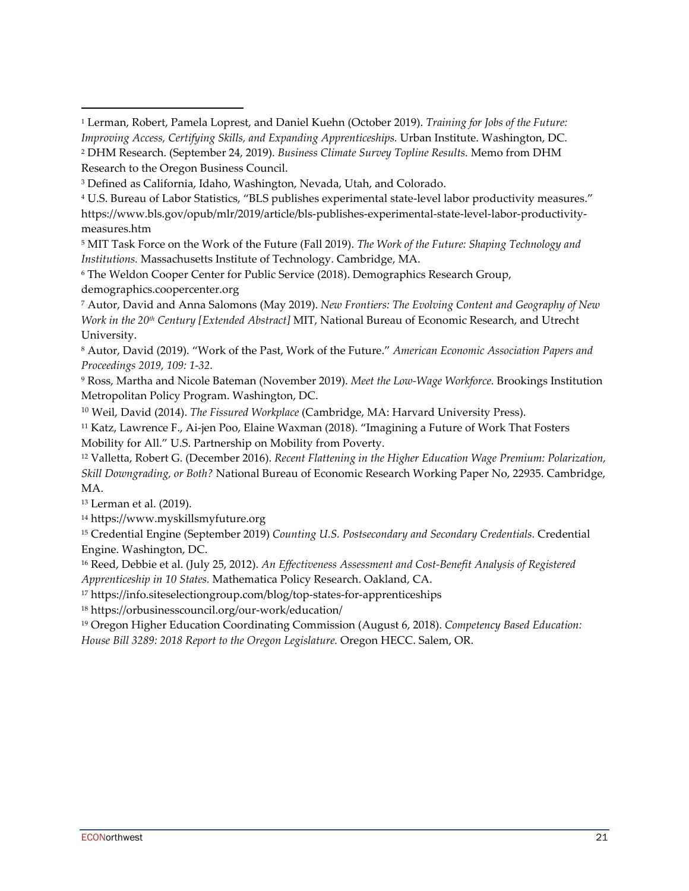[1] Lerman, Robert, Pamela Loprest, and Daniel Kuehn (October 2019). *Training for Jobs of the Future: Improving Access, Certifying Skills, and Expanding Apprenticeships.* Urban Institute. Washington, DC.

[2] DHM Research. (September 24, 2019). *Business Climate Survey Topline Results.* Memo from DHM Research to the Oregon Business Council.

[3] Defined as California, Idaho, Washington, Nevada, Utah, and Colorado.

[4] U.S. Bureau of Labor Statistics, "BLS publishes experimental state-level labor productivity measures." https://www.bls.gov/opub/mlr/2019/article/bls-publishes-experimental-state-level-labor-productivity-measures.htm

[5] MIT Task Force on the Work of the Future (Fall 2019). *The Work of the Future: Shaping Technology and Institutions.* Massachusetts Institute of Technology. Cambridge, MA.

[6] The Weldon Cooper Center for Public Service (2018). Demographics Research Group, demographics.coopercenter.org

[7] Autor, David and Anna Salomons (May 2019). *New Frontiers: The Evolving Content and Geography of New Work in the 20th Century [Extended Abstract]* MIT, National Bureau of Economic Research, and Utrecht University.

[8] Autor, David (2019). "Work of the Past, Work of the Future." *American Economic Association Papers and Proceedings 2019, 109: 1-32.*

[9] Ross, Martha and Nicole Bateman (November 2019). *Meet the Low-Wage Workforce.* Brookings Institution Metropolitan Policy Program. Washington, DC.

[10] Weil, David (2014). *The Fissured Workplace* (Cambridge, MA: Harvard University Press).

[11] Katz, Lawrence F., Ai-jen Poo, Elaine Waxman (2018). "Imagining a Future of Work That Fosters Mobility for All." U.S. Partnership on Mobility from Poverty.

[12] Valletta, Robert G. (December 2016). *Recent Flattening in the Higher Education Wage Premium: Polarization, Skill Downgrading, or Both?* National Bureau of Economic Research Working Paper No, 22935. Cambridge, MA.

[13] Lerman et al. (2019).

[14] https://www.myskillsmyfuture.org

[15] Credential Engine (September 2019) *Counting U.S. Postsecondary and Secondary Credentials.* Credential Engine. Washington, DC.

[16] Reed, Debbie et al. (July 25, 2012). *An Effectiveness Assessment and Cost-Benefit Analysis of Registered Apprenticeship in 10 States.* Mathematica Policy Research. Oakland, CA.

[17] https://info.siteselectiongroup.com/blog/top-states-for-apprenticeships

[18] https://orbusinesscouncil.org/our-work/education/

[19] Oregon Higher Education Coordinating Commission (August 6, 2018). *Competency Based Education: House Bill 3289: 2018 Report to the Oregon Legislature.* Oregon HECC. Salem, OR.